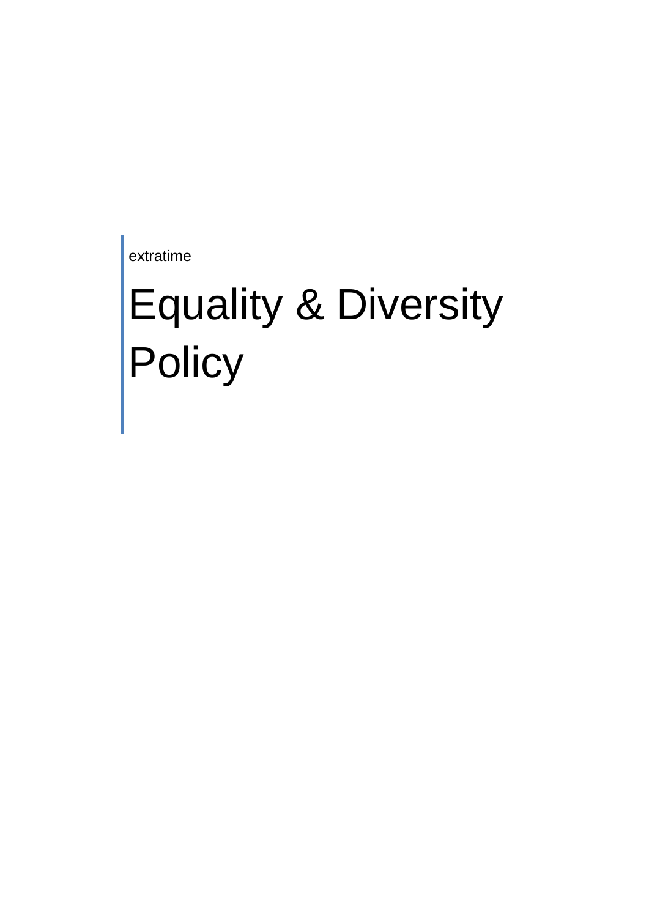extratime

# Equality & Diversity Policy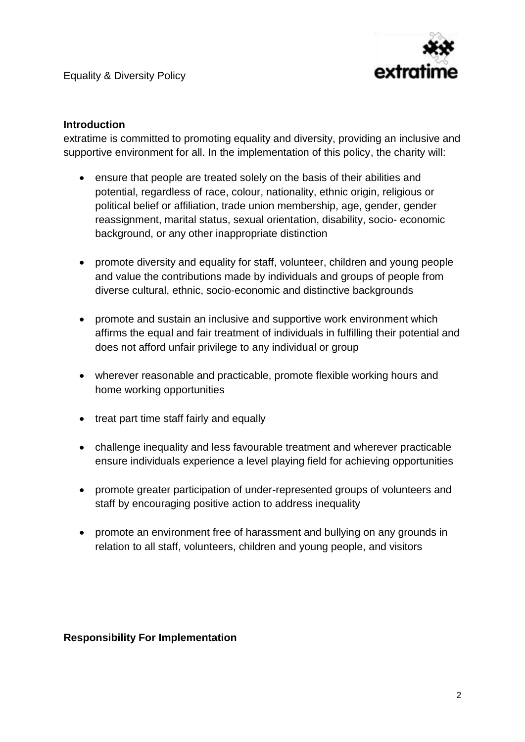**Introduction**

extratime is committed to promoting equality and diversity, providing an inclusive and supportive environment for all. In the implementation of this policy, the charity will:

- ensure that people are treated solely on the basis of their abilities and potential, regardless of race, colour, nationality, ethnic origin, religious or political belief or affiliation, trade union membership, age, gender, gender reassignment, marital status, sexual orientation, disability, socio- economic background, or any other inappropriate distinction
- promote diversity and equality for staff, volunteer, children and young people and value the contributions made by individuals and groups of people from diverse cultural, ethnic, socio-economic and distinctive backgrounds
- promote and sustain an inclusive and supportive work environment which affirms the equal and fair treatment of individuals in fulfilling their potential and does not afford unfair privilege to any individual or group
- wherever reasonable and practicable, promote flexible working hours and home working opportunities
- treat part time staff fairly and equally
- challenge inequality and less favourable treatment and wherever practicable ensure individuals experience a level playing field for achieving opportunities
- promote greater participation of under-represented groups of volunteers and staff by encouraging positive action to address inequality
- promote an environment free of harassment and bullying on any grounds in relation to all staff, volunteers, children and young people, and visitors

**Responsibility For Implementation**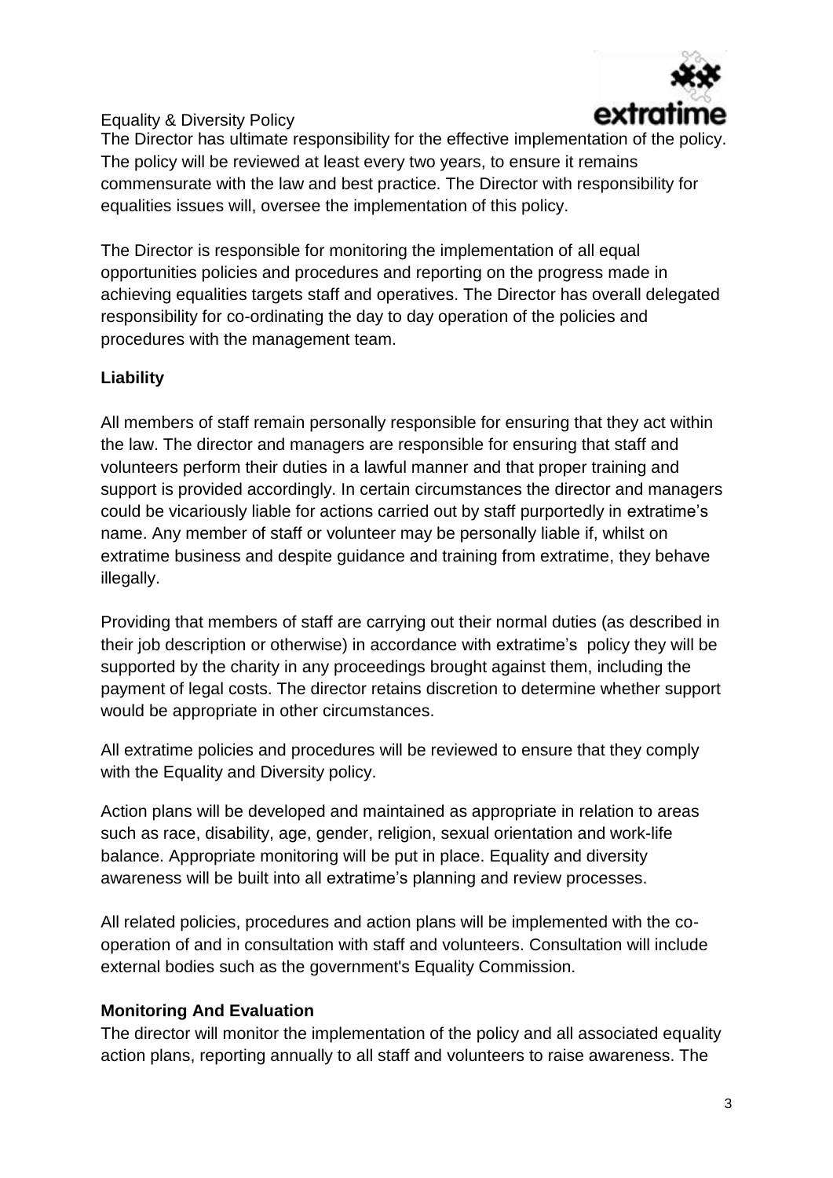The Director has ultimate responsibility for the effective implementation of the policy. The policy will be reviewed at least every two years, to ensure it remains commensurate with the law and best practice. The Director with responsibility for equalities issues will, oversee the implementation of this policy.

The Director is responsible for monitoring the implementation of all equal opportunities policies and procedures and reporting on the progress made in achieving equalities targets staff and operatives. The Director has overall delegated responsibility for co-ordinating the day to day operation of the policies and procedures with the management team.

**Liability**

All members of staff remain personally responsible for ensuring that they act within the law. The director and managers are responsible for ensuring that staff and volunteers perform their duties in a lawful manner and that proper training and support is provided accordingly. In certain circumstances the director and managers could be vicariously liable for actions carried out by staff purportedly in extratime's name. Any member of staff or volunteer may be personally liable if, whilst on extratime business and despite guidance and training from extratime, they behave illegally.

Providing that members of staff are carrying out their normal duties (as described in their job description or otherwise) in accordance with extratime's policy they will be supported by the charity in any proceedings brought against them, including the payment of legal costs. The director retains discretion to determine whether support would be appropriate in other circumstances.

All extratime policies and procedures will be reviewed to ensure that they comply with the Equality and Diversity policy.

Action plans will be developed and maintained as appropriate in relation to areas such as race, disability, age, gender, religion, sexual orientation and work-life balance. Appropriate monitoring will be put in place. Equality and diversity awareness will be built into all extratime's planning and review processes.

All related policies, procedures and action plans will be implemented with the co-operation of and in consultation with staff and volunteers. Consultation will include external bodies such as the government's Equality Commission.

**Monitoring And Evaluation**

The director will monitor the implementation of the policy and all associated equality action plans, reporting annually to all staff and volunteers to raise awareness. The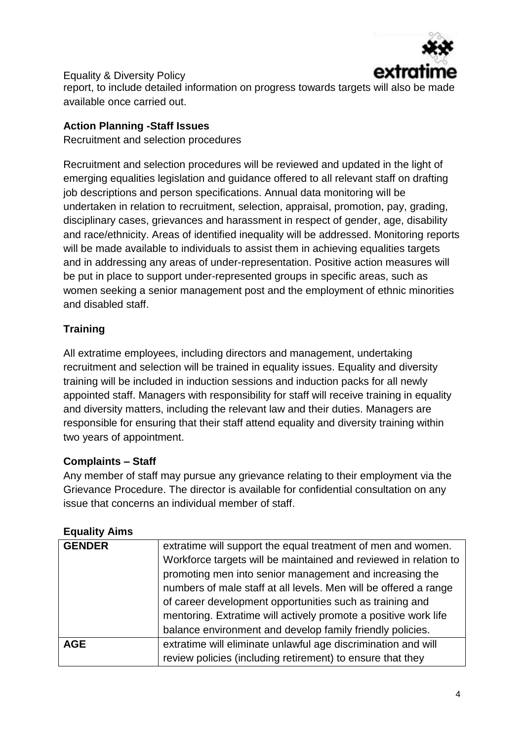report, to include detailed information on progress towards targets will also be made available once carried out.

**Action Planning -Staff Issues**

Recruitment and selection procedures

Recruitment and selection procedures will be reviewed and updated in the light of emerging equalities legislation and guidance offered to all relevant staff on drafting job descriptions and person specifications. Annual data monitoring will be undertaken in relation to recruitment, selection, appraisal, promotion, pay, grading, disciplinary cases, grievances and harassment in respect of gender, age, disability and race/ethnicity. Areas of identified inequality will be addressed. Monitoring reports will be made available to individuals to assist them in achieving equalities targets and in addressing any areas of under-representation. Positive action measures will be put in place to support under-represented groups in specific areas, such as women seeking a senior management post and the employment of ethnic minorities and disabled staff.

**Training**

All extratime employees, including directors and management, undertaking recruitment and selection will be trained in equality issues. Equality and diversity training will be included in induction sessions and induction packs for all newly appointed staff. Managers with responsibility for staff will receive training in equality and diversity matters, including the relevant law and their duties. Managers are responsible for ensuring that their staff attend equality and diversity training within two years of appointment.

**Complaints – Staff**

Any member of staff may pursue any grievance relating to their employment via the Grievance Procedure. The director is available for confidential consultation on any issue that concerns an individual member of staff.

**Equality Aims**

| | |
|---|---|
| **GENDER** | extratime will support the equal treatment of men and women. Workforce targets will be maintained and reviewed in relation to promoting men into senior management and increasing the numbers of male staff at all levels. Men will be offered a range of career development opportunities such as training and mentoring. Extratime will actively promote a positive work life balance environment and develop family friendly policies. |
| **AGE** | extratime will eliminate unlawful age discrimination and will review policies (including retirement) to ensure that they |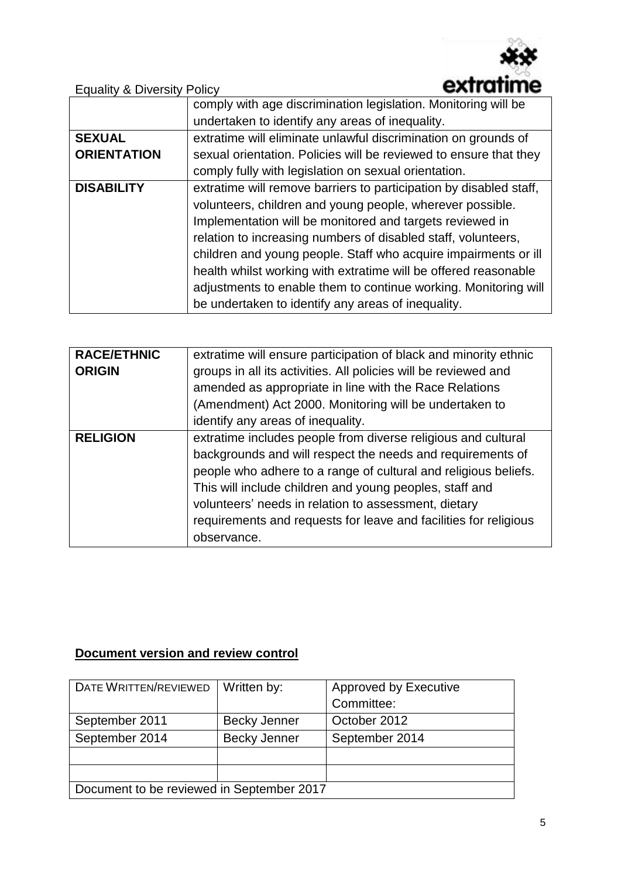| | |
|---|---|
| | comply with age discrimination legislation. Monitoring will be undertaken to identify any areas of inequality. |
| **SEXUAL ORIENTATION** | extratime will eliminate unlawful discrimination on grounds of sexual orientation. Policies will be reviewed to ensure that they comply fully with legislation on sexual orientation. |
| **DISABILITY** | extratime will remove barriers to participation by disabled staff, volunteers, children and young people, wherever possible. Implementation will be monitored and targets reviewed in relation to increasing numbers of disabled staff, volunteers, children and young people. Staff who acquire impairments or ill health whilst working with extratime will be offered reasonable adjustments to enable them to continue working. Monitoring will be undertaken to identify any areas of inequality. |

| | |
|---|---|
| **RACE/ETHNIC ORIGIN** | extratime will ensure participation of black and minority ethnic groups in all its activities. All policies will be reviewed and amended as appropriate in line with the Race Relations (Amendment) Act 2000. Monitoring will be undertaken to identify any areas of inequality. |
| **RELIGION** | extratime includes people from diverse religious and cultural backgrounds and will respect the needs and requirements of people who adhere to a range of cultural and religious beliefs. This will include children and young peoples, staff and volunteers' needs in relation to assessment, dietary requirements and requests for leave and facilities for religious observance. |

**Document version and review control**

| DATE WRITTEN/REVIEWED | Written by: | Approved by Executive Committee: |
|---|---|---|
| September 2011 | Becky Jenner | October 2012 |
| September 2014 | Becky Jenner | September 2014 |
| | | |
| | | |
| Document to be reviewed in September 2017 | | |